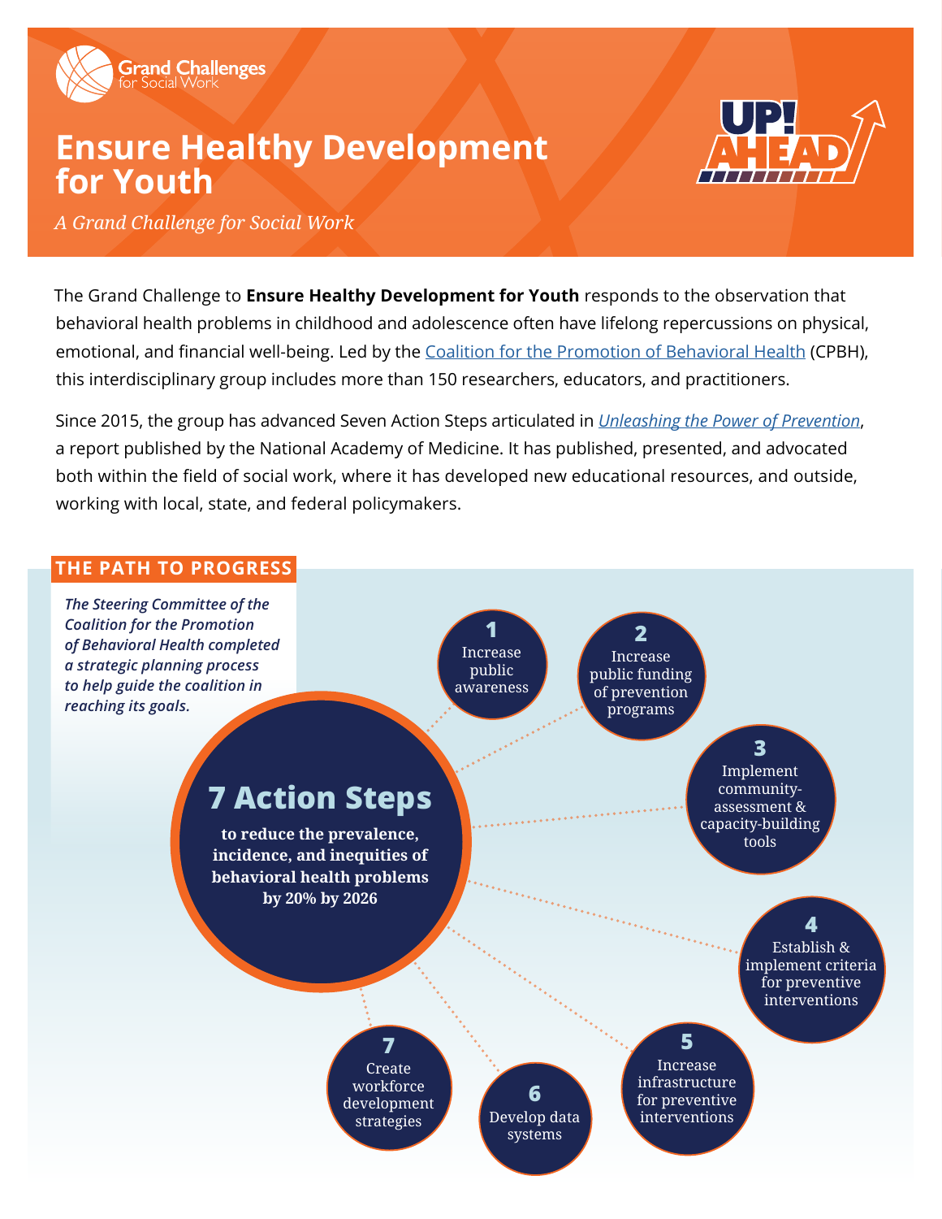Grand Challenges for Social Work

# Ensure Healthy Development for Youth

*A Grand Challenge for Social Work*

UP! AHEAD

The Grand Challenge to **Ensure Healthy Development for Youth** responds to the observation that behavioral health problems in childhood and adolescence often have lifelong repercussions on physical, emotional, and financial well-being. Led by the Coalition for the Promotion of Behavioral Health (CPBH), this interdisciplinary group includes more than 150 researchers, educators, and practitioners.

Since 2015, the group has advanced Seven Action Steps articulated in *Unleashing the Power of Prevention*, a report published by the National Academy of Medicine. It has published, presented, and advocated both within the field of social work, where it has developed new educational resources, and outside, working with local, state, and federal policymakers.

## THE PATH TO PROGRESS

***The Steering Committee of the Coalition for the Promotion of Behavioral Health completed a strategic planning process to help guide the coalition in reaching its goals.***

### 7 Action Steps

**to reduce the prevalence, incidence, and inequities of behavioral health problems by 20% by 2026**

1. Increase public awareness
2. Increase public funding of prevention programs
3. Implement community-assessment & capacity-building tools
4. Establish & implement criteria for preventive interventions
5. Increase infrastructure for preventive interventions
6. Develop data systems
7. Create workforce development strategies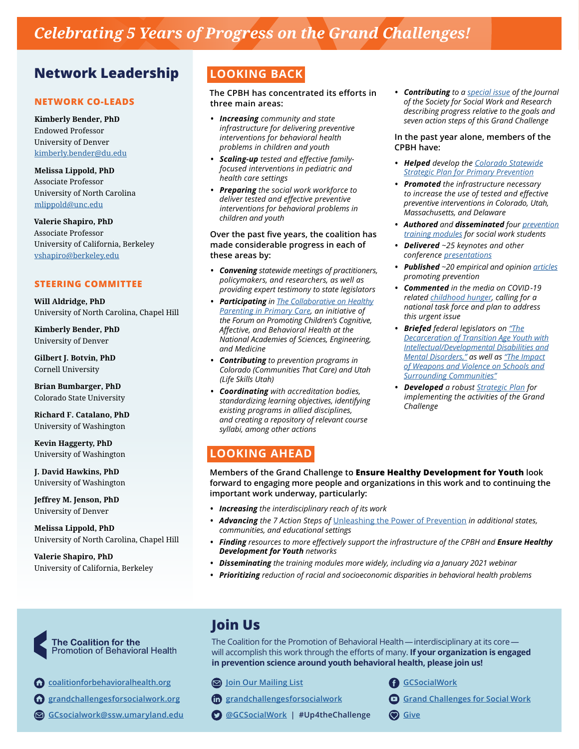# Celebrating 5 Years of Progress on the Grand Challenges!

## Network Leadership

### NETWORK CO-LEADS

**Kimberly Bender, PhD**
Endowed Professor
University of Denver
kimberly.bender@du.edu

**Melissa Lippold, PhD**
Associate Professor
University of North Carolina
mlippold@unc.edu

**Valerie Shapiro, PhD**
Associate Professor
University of California, Berkeley
vshapiro@berkeley.edu

### STEERING COMMITTEE

**Will Aldridge, PhD**
University of North Carolina, Chapel Hill

**Kimberly Bender, PhD**
University of Denver

**Gilbert J. Botvin, PhD**
Cornell University

**Brian Bumbarger, PhD**
Colorado State University

**Richard F. Catalano, PhD**
University of Washington

**Kevin Haggerty, PhD**
University of Washington

**J. David Hawkins, PhD**
University of Washington

**Jeffrey M. Jenson, PhD**
University of Denver

**Melissa Lippold, PhD**
University of North Carolina, Chapel Hill

**Valerie Shapiro, PhD**
University of California, Berkeley

## LOOKING BACK

The CPBH has concentrated its efforts in three main areas:

- ***Increasing*** *community and state infrastructure for delivering preventive interventions for behavioral health problems in children and youth*
- ***Scaling-up*** *tested and effective family-focused interventions in pediatric and health care settings*
- ***Preparing*** *the social work workforce to deliver tested and effective preventive interventions for behavioral problems in children and youth*

Over the past five years, the coalition has made considerable progress in each of these areas by:

- ***Convening*** *statewide meetings of practitioners, policymakers, and researchers, as well as providing expert testimony to state legislators*
- ***Participating*** *in The Collaborative on Healthy Parenting in Primary Care, an initiative of the Forum on Promoting Children's Cognitive, Affective, and Behavioral Health at the National Academies of Sciences, Engineering, and Medicine*
- ***Contributing*** *to prevention programs in Colorado (Communities That Care) and Utah (Life Skills Utah)*
- ***Coordinating*** *with accreditation bodies, standardizing learning objectives, identifying existing programs in allied disciplines, and creating a repository of relevant course syllabi, among other actions*
- ***Contributing*** *to a special issue of the Journal of the Society for Social Work and Research describing progress relative to the goals and seven action steps of this Grand Challenge*

In the past year alone, members of the CPBH have:

- ***Helped*** *develop the Colorado Statewide Strategic Plan for Primary Prevention*
- ***Promoted*** *the infrastructure necessary to increase the use of tested and effective preventive interventions in Colorado, Utah, Massachusetts, and Delaware*
- ***Authored*** *and* ***disseminated*** *four prevention training modules for social work students*
- ***Delivered*** *~25 keynotes and other conference presentations*
- ***Published*** *~20 empirical and opinion articles promoting prevention*
- ***Commented*** *in the media on COVID-19 related childhood hunger, calling for a national task force and plan to address this urgent issue*
- ***Briefed*** *federal legislators on "The Decarceration of Transition Age Youth with Intellectual/Developmental Disabilities and Mental Disorders," as well as "The Impact of Weapons and Violence on Schools and Surrounding Communities"*
- ***Developed*** *a robust Strategic Plan for implementing the activities of the Grand Challenge*

## LOOKING AHEAD

Members of the Grand Challenge to **Ensure Healthy Development for Youth** look forward to engaging more people and organizations in this work and to continuing the important work underway, particularly:

- ***Increasing*** *the interdisciplinary reach of its work*
- ***Advancing*** *the 7 Action Steps of Unleashing the Power of Prevention in additional states, communities, and educational settings*
- ***Finding*** *resources to more effectively support the infrastructure of the CPBH and* ***Ensure Healthy Development for Youth*** *networks*
- ***Disseminating*** *the training modules more widely, including via a January 2021 webinar*
- ***Prioritizing*** *reduction of racial and socioeconomic disparities in behavioral health problems*

The Coalition for the Promotion of Behavioral Health

coalitionforbehavioralhealth.org
grandchallengesforsocialwork.org
GCsocialwork@ssw.umaryland.edu

## Join Us

The Coalition for the Promotion of Behavioral Health — interdisciplinary at its core — will accomplish this work through the efforts of many. **If your organization is engaged in prevention science around youth behavioral health, please join us!**

Join Our Mailing List
grandchallengesforsocialwork
@GCSocialWork | #Up4theChallenge
GCSocialWork
Grand Challenges for Social Work
Give